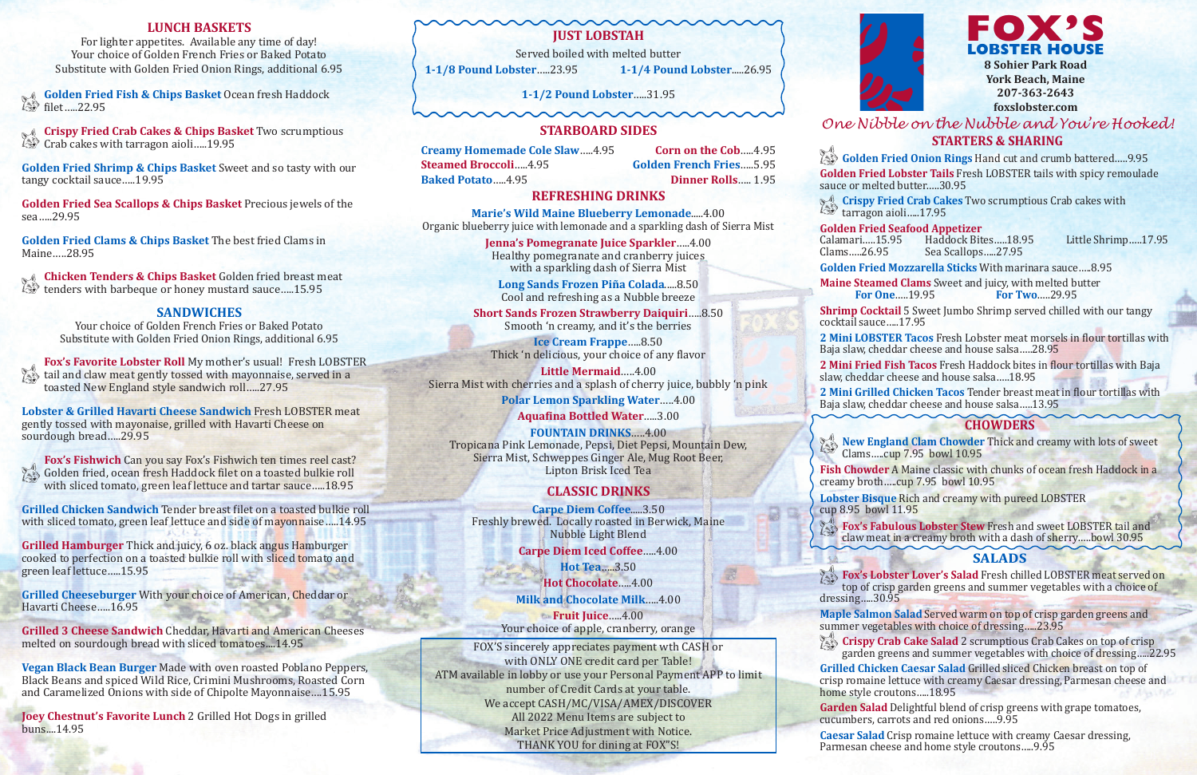## LUNCH BASKETS

For lighter appetites. Available any time of day!
Your choice of Golden French Fries or Baked Potato
Substitute with Golden Fried Onion Rings, additional 6.95

**Golden Fried Fish & Chips Basket** Ocean fresh Haddock filet.....22.95

**Crispy Fried Crab Cakes & Chips Basket** Two scrumptious Crab cakes with tarragon aioli.....19.95

**Golden Fried Shrimp & Chips Basket** Sweet and so tasty with our tangy cocktail sauce.....19.95

**Golden Fried Sea Scallops & Chips Basket** Precious jewels of the sea.....29.95

**Golden Fried Clams & Chips Basket** The best fried Clams in Maine.....28.95

**Chicken Tenders & Chips Basket** Golden fried breast meat tenders with barbeque or honey mustard sauce.....15.95

## SANDWICHES

Your choice of Golden French Fries or Baked Potato
Substitute with Golden Fried Onion Rings, additional 6.95

**Fox's Favorite Lobster Roll** My mother's usual! Fresh LOBSTER tail and claw meat gently tossed with mayonnaise, served in a toasted New England style sandwich roll.....27.95

**Lobster & Grilled Havarti Cheese Sandwich** Fresh LOBSTER meat gently tossed with mayonaise, grilled with Havarti Cheese on sourdough bread.....29.95

**Fox's Fishwich** Can you say Fox's Fishwich ten times reel cast? Golden fried, ocean fresh Haddock filet on a toasted bulkie roll with sliced tomato, green leaf lettuce and tartar sauce.....18.95

**Grilled Chicken Sandwich** Tender breast filet on a toasted bulkie roll with sliced tomato, green leaf lettuce and side of mayonnaise.....14.95

**Grilled Hamburger** Thick and juicy, 6 oz. black angus Hamburger cooked to perfection on a toasted bulkie roll with sliced tomato and green leaf lettuce.....15.95

**Grilled Cheeseburger** With your choice of American, Cheddar or Havarti Cheese.....16.95

**Grilled 3 Cheese Sandwich** Cheddar, Havarti and American Cheeses melted on sourdough bread with sliced tomatoes....14.95

**Vegan Black Bean Burger** Made with oven roasted Poblano Peppers, Black Beans and spiced Wild Rice, Crimini Mushrooms, Roasted Corn and Caramelized Onions with side of Chipotle Mayonnaise....15.95

**Joey Chestnut's Favorite Lunch** 2 Grilled Hot Dogs in grilled buns....14.95

## JUST LOBSTAH

Served boiled with melted butter

**1-1/8 Pound Lobster**.....23.95
**1-1/4 Pound Lobster**.....26.95
**1-1/2 Pound Lobster**.....31.95

## STARBOARD SIDES

**Creamy Homemade Cole Slaw**.....4.95
**Corn on the Cob**.....4.95
**Steamed Broccoli**.....4.95
**Golden French Fries**.....5.95
**Baked Potato**.....4.95
**Dinner Rolls**..... 1.95

## REFRESHING DRINKS

**Marie's Wild Maine Blueberry Lemonade**.....4.00
Organic blueberry juice with lemonade and a sparkling dash of Sierra Mist

**Jenna's Pomegranate Juice Sparkler**.....4.00
Healthy pomegranate and cranberry juices with a sparkling dash of Sierra Mist

**Long Sands Frozen Piña Colada**.....8.50
Cool and refreshing as a Nubble breeze

**Short Sands Frozen Strawberry Daiquiri**.....8.50
Smooth 'n creamy, and it's the berries

**Ice Cream Frappe**.....8.50
Thick 'n delicious, your choice of any flavor

**Little Mermaid**.....4.00
Sierra Mist with cherries and a splash of cherry juice, bubbly 'n pink

**Polar Lemon Sparkling Water**.....4.00

**Aquafina Bottled Water**.....3.00

**FOUNTAIN DRINKS**.....4.00
Tropicana Pink Lemonade, Pepsi, Diet Pepsi, Mountain Dew, Sierra Mist, Schweppes Ginger Ale, Mug Root Beer, Lipton Brisk Iced Tea

## CLASSIC DRINKS

**Carpe Diem Coffee**.....3.50
Freshly brewed. Locally roasted in Berwick, Maine Nubble Light Blend

**Carpe Diem Iced Coffee**.....4.00

**Hot Tea**.....3.50

**Hot Chocolate**.....4.00

**Milk and Chocolate Milk**.....4.00

**Fruit Juice**.....4.00
Your choice of apple, cranberry, orange

FOX'S sincerely appreciates payment wth CASH or with ONLY ONE credit card per Table!
ATM available in lobby or use your Personal Payment APP to limit number of Credit Cards at your table.
We accept CASH/MC/VISA/AMEX/DISCOVER
All 2022 Menu Items are subject to Market Price Adjustment with Notice.
THANK YOU for dining at FOX"S!

# FOX'S LOBSTER HOUSE

**8 Sohier Park Road**
**York Beach, Maine**
**207-363-2643**
**foxslobster.com**

*One Nibble on the Nubble and You're Hooked!*

## STARTERS & SHARING

**Golden Fried Onion Rings** Hand cut and crumb battered.....9.95

**Golden Fried Lobster Tails** Fresh LOBSTER tails with spicy remoulade sauce or melted butter.....30.95

**Crispy Fried Crab Cakes** Two scrumptious Crab cakes with tarragon aioli.....17.95

**Golden Fried Seafood Appetizer**
Calamari.....15.95 Haddock Bites.....18.95 Little Shrimp.....17.95
Clams.....26.95 Sea Scallops.....27.95

**Golden Fried Mozzarella Sticks** With marinara sauce.....8.95

**Maine Steamed Clams** Sweet and juicy, with melted butter
**For One**.....19.95 **For Two**.....29.95

**Shrimp Cocktail** 5 Sweet Jumbo Shrimp served chilled with our tangy cocktail sauce.....17.95

**2 Mini LOBSTER Tacos** Fresh Lobster meat morsels in flour tortillas with Baja slaw, cheddar cheese and house salsa.....28.95

**2 Mini Fried Fish Tacos** Fresh Haddock bites in flour tortillas with Baja slaw, cheddar cheese and house salsa.....18.95

**2 Mini Grilled Chicken Tacos** Tender breast meat in flour tortillas with Baja slaw, cheddar cheese and house salsa.....13.95

## CHOWDERS

**New England Clam Chowder** Thick and creamy with lots of sweet Clams....cup 7.95 bowl 10.95

**Fish Chowder** A Maine classic with chunks of ocean fresh Haddock in a creamy broth.....cup 7.95 bowl 10.95

**Lobster Bisque** Rich and creamy with pureed LOBSTER cup 8.95 bowl 11.95

**Fox's Fabulous Lobster Stew** Fresh and sweet LOBSTER tail and claw meat in a creamy broth with a dash of sherry.....bowl 30.95

## SALADS

**Fox's Lobster Lover's Salad** Fresh chilled LOBSTER meat served on top of crisp garden greens and summer vegetables with a choice of dressing.....30.95

**Maple Salmon Salad** Served warm on top of crisp garden greens and summer vegetables with choice of dressing.....23.95

**Crispy Crab Cake Salad** 2 scrumptious Crab Cakes on top of crisp garden greens and summer vegetables with choice of dressing.....22.95

**Grilled Chicken Caesar Salad** Grilled sliced Chicken breast on top of crisp romaine lettuce with creamy Caesar dressing, Parmesan cheese and home style croutons.....18.95

**Garden Salad** Delightful blend of crisp greens with grape tomatoes, cucumbers, carrots and red onions.....9.95

**Caesar Salad** Crisp romaine lettuce with creamy Caesar dressing, Parmesan cheese and home style croutons.....9.95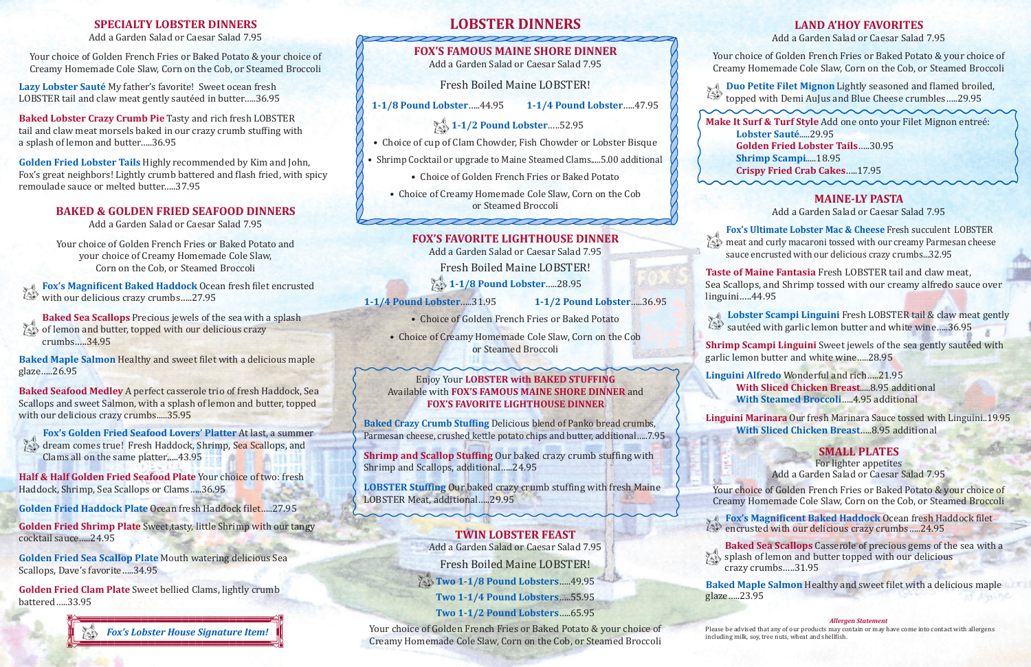## SPECIALTY LOBSTER DINNERS

Add a Garden Salad or Caesar Salad 7.95

Your choice of Golden French Fries or Baked Potato & your choice of Creamy Homemade Cole Slaw, Corn on the Cob, or Steamed Broccoli

**Lazy Lobster Sauté** My father's favorite! Sweet ocean fresh LOBSTER tail and claw meat gently sautéed in butter.....36.95

**Baked Lobster Crazy Crumb Pie** Tasty and rich fresh LOBSTER tail and claw meat morsels baked in our crazy crumb stuffing with a splash of lemon and butter.....36.95

**Golden Fried Lobster Tails** Highly recommended by Kim and John, Fox's great neighbors! Lightly crumb battered and flash fried, with spicy remoulade sauce or melted butter.....37.95

## BAKED & GOLDEN FRIED SEAFOOD DINNERS

Add a Garden Salad or Caesar Salad 7.95

Your choice of Golden French Fries or Baked Potato and your choice of Creamy Homemade Cole Slaw, Corn on the Cob, or Steamed Broccoli

**Fox's Magnificent Baked Haddock** Ocean fresh filet encrusted with our delicious crazy crumbs.....27.95

**Baked Sea Scallops** Precious jewels of the sea with a splash of lemon and butter, topped with our delicious crazy crumbs.....34.95

**Baked Maple Salmon** Healthy and sweet filet with a delicious maple glaze.....26.95

**Baked Seafood Medley** A perfect casserole trio of fresh Haddock, Sea Scallops and sweet Salmon, with a splash of lemon and butter, topped with our delicious crazy crumbs.....35.95

**Fox's Golden Fried Seafood Lovers' Platter** At last, a summer dream comes true! Fresh Haddock, Shrimp, Sea Scallops, and Clams all on the same platter.....43.95

**Half & Half Golden Fried Seafood Plate** Your choice of two: fresh Haddock, Shrimp, Sea Scallops or Clams.....36.95

**Golden Fried Haddock Plate** Ocean fresh Haddock filet.....27.95

**Golden Fried Shrimp Plate** Sweet,tasty, little Shrimp with our tangy cocktail sauce.....24.95

**Golden Fried Sea Scallop Plate** Mouth watering delicious Sea Scallops, Dave's favorite.....34.95

**Golden Fried Clam Plate** Sweet bellied Clams, lightly crumb battered.....33.95

*Fox's Lobster House Signature Item!*

# LOBSTER DINNERS

## FOX'S FAMOUS MAINE SHORE DINNER

Add a Garden Salad or Caesar Salad 7.95

Fresh Boiled Maine LOBSTER!

**1-1/8 Pound Lobster**.....44.95 **1-1/4 Pound Lobster**.....47.95

**1-1/2 Pound Lobster**.....52.95

- Choice of cup of Clam Chowder, Fish Chowder or Lobster Bisque
- Shrimp Cocktail or upgrade to Maine Steamed Clams.....5.00 additional
- Choice of Golden French Fries or Baked Potato
- Choice of Creamy Homemade Cole Slaw, Corn on the Cob or Steamed Broccoli

## FOX'S FAVORITE LIGHTHOUSE DINNER

Add a Garden Salad or Caesar Salad 7.95

Fresh Boiled Maine LOBSTER!

**1-1/8 Pound Lobster**.....28.95

**1-1/4 Pound Lobster**.....31.95 **1-1/2 Pound Lobster**.....36.95

- Choice of Golden French Fries or Baked Potato
- Choice of Creamy Homemade Cole Slaw, Corn on the Cob or Steamed Broccoli

Enjoy Your **LOBSTER with BAKED STUFFING**
Available with **FOX'S FAMOUS MAINE SHORE DINNER** and **FOX'S FAVORITE LIGHTHOUSE DINNER**

**Baked Crazy Crumb Stuffing** Delicious blend of Panko bread crumbs, Parmesan cheese, crushed kettle potato chips and butter, additional.....7.95

**Shrimp and Scallop Stuffing** Our baked crazy crumb stuffing with Shrimp and Scallops, additional.....24.95

**LOBSTER Stuffing** Our baked crazy crumb stuffing with fresh Maine LOBSTER Meat, additional.....29.95

## TWIN LOBSTER FEAST

Add a Garden Salad or Caesar Salad 7.95

Fresh Boiled Maine LOBSTER!

**Two 1-1/8 Pound Lobsters**.....49.95

**Two 1-1/4 Pound Lobsters**.....55.95

**Two 1-1/2 Pound Lobsters**.....65.95

Your choice of Golden French Fries or Baked Potato & your choice of Creamy Homemade Cole Slaw, Corn on the Cob, or Steamed Broccoli

## LAND A'HOY FAVORITES

Add a Garden Salad or Caesar Salad 7.95

Your choice of Golden French Fries or Baked Potato & your choice of Creamy Homemade Cole Slaw, Corn on the Cob, or Steamed Broccoli

**Duo Petite Filet Mignon** Lightly seasoned and flamed broiled, topped with Demi AuJus and Blue Cheese crumbles.....29.95

**Make It Surf & Turf Style** Add one onto your Filet Mignon entreé:
- **Lobster Sauté**.....29.95
- **Golden Fried Lobster Tails**.....30.95
- **Shrimp Scampi**.....18.95
- **Crispy Fried Crab Cakes**.....17.95

## MAINE-LY PASTA

Add a Garden Salad or Caesar Salad 7.95

**Fox's Ultimate Lobster Mac & Cheese** Fresh succulent LOBSTER meat and curly macaroni tossed with our creamy Parmesan cheese sauce encrusted with our delicious crazy crumbs...32.95

**Taste of Maine Fantasia** Fresh LOBSTER tail and claw meat, Sea Scallops, and Shrimp tossed with our creamy alfredo sauce over linguini.....44.95

**Lobster Scampi Linguini** Fresh LOBSTER tail & claw meat gently sautéed with garlic lemon butter and white wine.....36.95

**Shrimp Scampi Linguini** Sweet jewels of the sea gently sautéed with garlic lemon butter and white wine.....28.95

**Linguini Alfredo** Wonderful and rich.....21.95
- **With Sliced Chicken Breast**.....8.95 additional
- **With Steamed Broccoli**.....4.95 additional

**Linguini Marinara** Our fresh Marinara Sauce tossed with Linguini..19.95
- **With Sliced Chicken Breast**.....8.95 additional

## SMALL PLATES

For lighter appetites
Add a Garden Salad or Caesar Salad 7.95

Your choice of Golden French Fries or Baked Potato & your choice of Creamy Homemade Cole Slaw, Corn on the Cob, or Steamed Broccoli

**Fox's Magnificent Baked Haddock** Ocean fresh Haddock filet encrusted with our delicious crazy crumbs.....24.95

**Baked Sea Scallops** Casserole of precious gems of the sea with a splash of lemon and butter topped with our delicious crazy crumbs.....31.95

**Baked Maple Salmon** Healthy and sweet filet with a delicious maple glaze.....23.95

*Allergen Statement*

Please be advised that any of our products may contain or may have come into contact with allergens including milk, soy, tree nuts, wheat and shellfish.